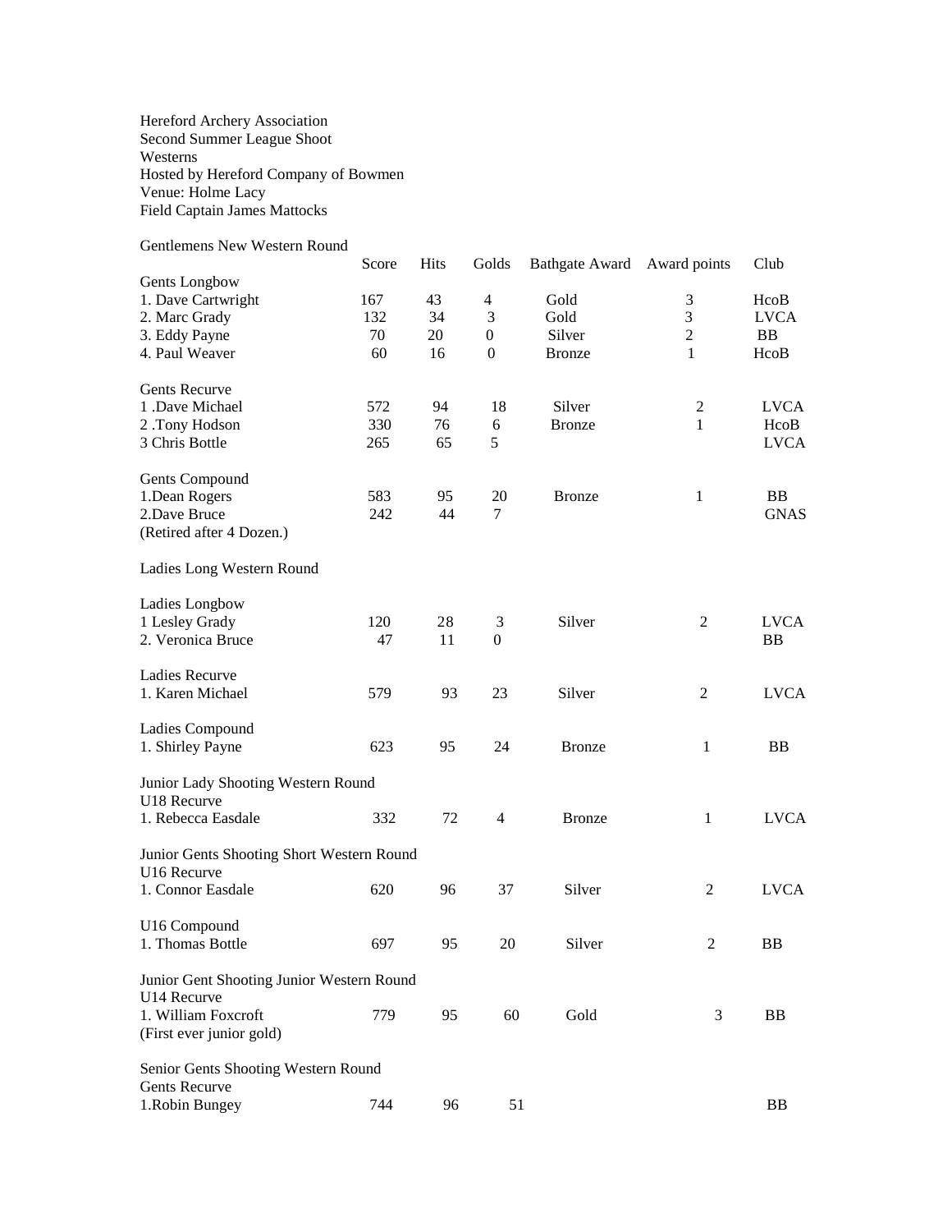Hereford Archery Association
Second Summer League Shoot
Westerns
Hosted by Hereford Company of Bowmen
Venue: Holme Lacy
Field Captain James Mattocks

Gentlemens New Western Round

| | Score | Hits | Golds | Bathgate Award | Award points | Club |
|---|---|---|---|---|---|---|
| Gents Longbow | | | | | | |
| 1. Dave Cartwright | 167 | 43 | 4 | Gold | 3 | HcoB |
| 2. Marc Grady | 132 | 34 | 3 | Gold | 3 | LVCA |
| 3. Eddy Payne | 70 | 20 | 0 | Silver | 2 | BB |
| 4. Paul Weaver | 60 | 16 | 0 | Bronze | 1 | HcoB |
| | | | | | | |
| Gents Recurve | | | | | | |
| 1 .Dave Michael | 572 | 94 | 18 | Silver | 2 | LVCA |
| 2 .Tony Hodson | 330 | 76 | 6 | Bronze | 1 | HcoB |
| 3 Chris Bottle | 265 | 65 | 5 | | | LVCA |
| | | | | | | |
| Gents Compound | | | | | | |
| 1.Dean Rogers | 583 | 95 | 20 | Bronze | 1 | BB |
| 2.Dave Bruce | 242 | 44 | 7 | | | GNAS |
| (Retired after 4 Dozen.) | | | | | | |
| | | | | | | |
| Ladies Long Western Round | | | | | | |
| | | | | | | |
| Ladies Longbow | | | | | | |
| 1 Lesley Grady | 120 | 28 | 3 | Silver | 2 | LVCA |
| 2. Veronica Bruce | 47 | 11 | 0 | | | BB |
| | | | | | | |
| Ladies Recurve | | | | | | |
| 1. Karen Michael | 579 | 93 | 23 | Silver | 2 | LVCA |
| | | | | | | |
| Ladies Compound | | | | | | |
| 1. Shirley Payne | 623 | 95 | 24 | Bronze | 1 | BB |
| | | | | | | |
| Junior Lady Shooting Western Round | | | | | | |
| U18 Recurve | | | | | | |
| 1. Rebecca Easdale | 332 | 72 | 4 | Bronze | 1 | LVCA |
| | | | | | | |
| Junior Gents Shooting Short Western Round | | | | | | |
| U16 Recurve | | | | | | |
| 1. Connor Easdale | 620 | 96 | 37 | Silver | 2 | LVCA |
| | | | | | | |
| U16 Compound | | | | | | |
| 1. Thomas Bottle | 697 | 95 | 20 | Silver | 2 | BB |
| | | | | | | |
| Junior Gent Shooting Junior Western Round | | | | | | |
| U14 Recurve | | | | | | |
| 1. William Foxcroft | 779 | 95 | 60 | Gold | 3 | BB |
| (First ever junior gold) | | | | | | |
| | | | | | | |
| Senior Gents Shooting Western Round | | | | | | |
| Gents Recurve | | | | | | |
| 1.Robin Bungey | 744 | 96 | 51 | | | BB |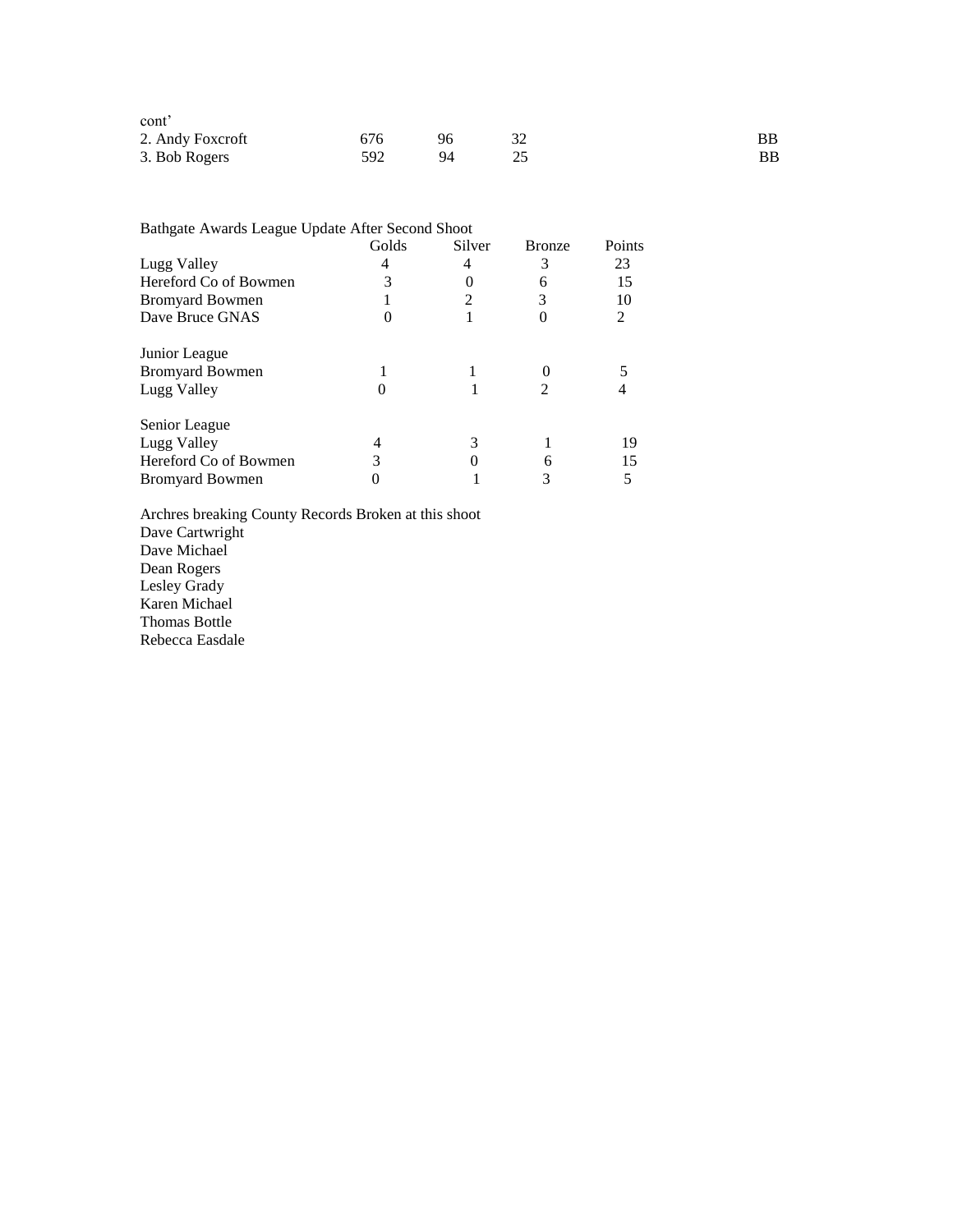cont'

| | | | | |
|---|---|---|---|---|
| 2. Andy Foxcroft | 676 | 96 | 32 | BB |
| 3. Bob Rogers | 592 | 94 | 25 | BB |

Bathgate Awards League Update After Second Shoot

| | Golds | Silver | Bronze | Points |
|---|---|---|---|---|
| Lugg Valley | 4 | 4 | 3 | 23 |
| Hereford Co of Bowmen | 3 | 0 | 6 | 15 |
| Bromyard Bowmen | 1 | 2 | 3 | 10 |
| Dave Bruce GNAS | 0 | 1 | 0 | 2 |
| | | | | |
| Junior League | | | | |
| Bromyard Bowmen | 1 | 1 | 0 | 5 |
| Lugg Valley | 0 | 1 | 2 | 4 |
| | | | | |
| Senior League | | | | |
| Lugg Valley | 4 | 3 | 1 | 19 |
| Hereford Co of Bowmen | 3 | 0 | 6 | 15 |
| Bromyard Bowmen | 0 | 1 | 3 | 5 |

Archres breaking County Records Broken at this shoot
Dave Cartwright
Dave Michael
Dean Rogers
Lesley Grady
Karen Michael
Thomas Bottle
Rebecca Easdale